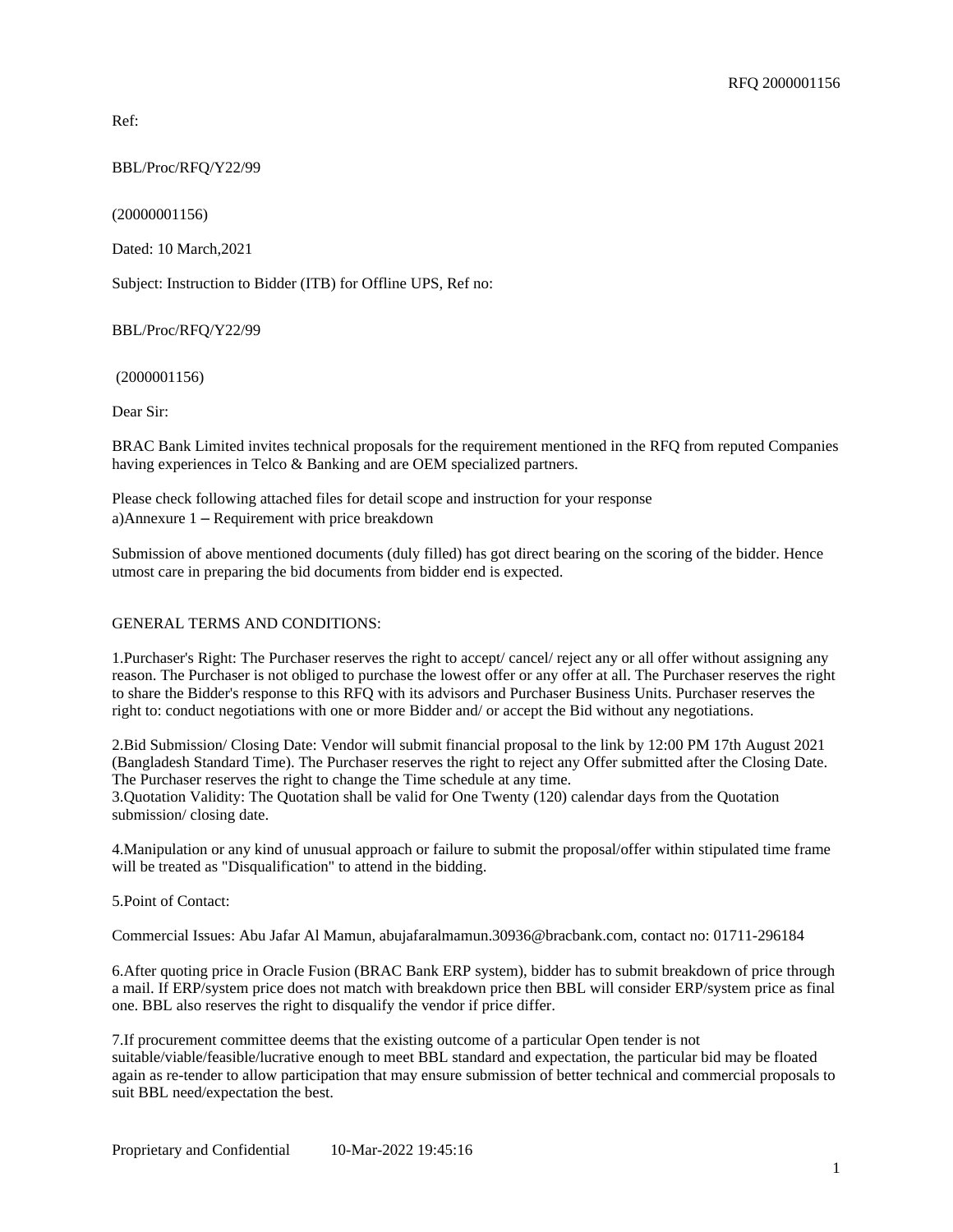RFQ 2000001156

Ref:

BBL/Proc/RFQ/Y22/99

(20000001156)

Dated: 10 March,2021

Subject: Instruction to Bidder (ITB) for Offline UPS, Ref no:

BBL/Proc/RFQ/Y22/99

(2000001156)

Dear Sir:

BRAC Bank Limited invites technical proposals for the requirement mentioned in the RFQ from reputed Companies having experiences in Telco & Banking and are OEM specialized partners.

Please check following attached files for detail scope and instruction for your response
a)Annexure 1 – Requirement with price breakdown

Submission of above mentioned documents (duly filled) has got direct bearing on the scoring of the bidder. Hence utmost care in preparing the bid documents from bidder end is expected.

GENERAL TERMS AND CONDITIONS:

1.Purchaser's Right: The Purchaser reserves the right to accept/ cancel/ reject any or all offer without assigning any reason. The Purchaser is not obliged to purchase the lowest offer or any offer at all. The Purchaser reserves the right to share the Bidder's response to this RFQ with its advisors and Purchaser Business Units. Purchaser reserves the right to: conduct negotiations with one or more Bidder and/ or accept the Bid without any negotiations.

2.Bid Submission/ Closing Date: Vendor will submit financial proposal to the link by 12:00 PM 17th August 2021 (Bangladesh Standard Time). The Purchaser reserves the right to reject any Offer submitted after the Closing Date. The Purchaser reserves the right to change the Time schedule at any time.
3.Quotation Validity: The Quotation shall be valid for One Twenty (120) calendar days from the Quotation submission/ closing date.

4.Manipulation or any kind of unusual approach or failure to submit the proposal/offer within stipulated time frame will be treated as "Disqualification" to attend in the bidding.

5.Point of Contact:

Commercial Issues: Abu Jafar Al Mamun, abujafaralmamun.30936@bracbank.com, contact no: 01711-296184

6.After quoting price in Oracle Fusion (BRAC Bank ERP system), bidder has to submit breakdown of price through a mail. If ERP/system price does not match with breakdown price then BBL will consider ERP/system price as final one. BBL also reserves the right to disqualify the vendor if price differ.

7.If procurement committee deems that the existing outcome of a particular Open tender is not suitable/viable/feasible/lucrative enough to meet BBL standard and expectation, the particular bid may be floated again as re-tender to allow participation that may ensure submission of better technical and commercial proposals to suit BBL need/expectation the best.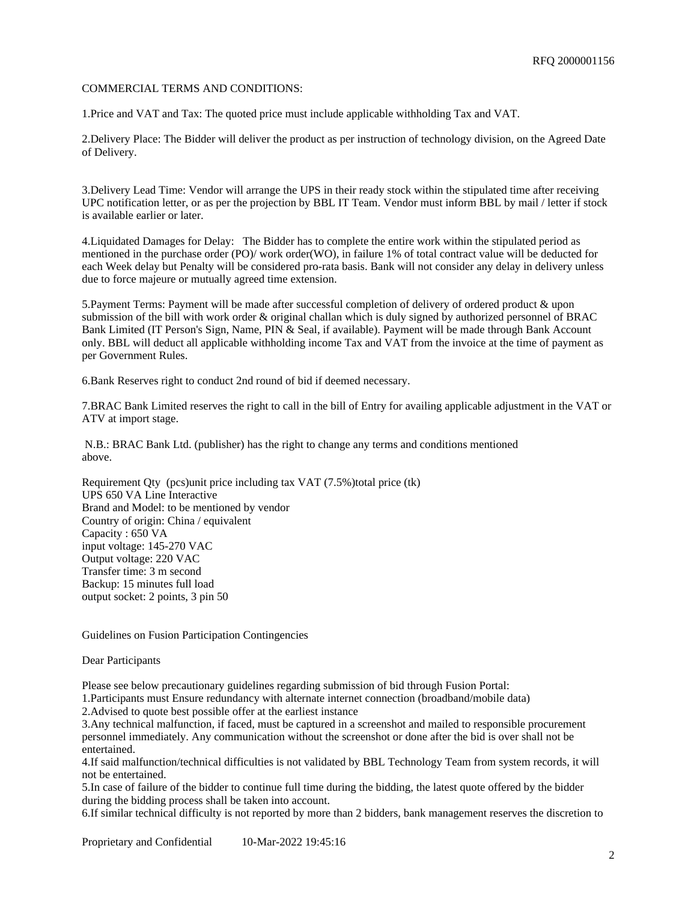COMMERCIAL TERMS AND CONDITIONS:

1.Price and VAT and Tax: The quoted price must include applicable withholding Tax and VAT.

2.Delivery Place: The Bidder will deliver the product as per instruction of technology division, on the Agreed Date of Delivery.

3.Delivery Lead Time: Vendor will arrange the UPS in their ready stock within the stipulated time after receiving UPC notification letter, or as per the projection by BBL IT Team. Vendor must inform BBL by mail / letter if stock is available earlier or later.

4.Liquidated Damages for Delay: The Bidder has to complete the entire work within the stipulated period as mentioned in the purchase order (PO)/ work order(WO), in failure 1% of total contract value will be deducted for each Week delay but Penalty will be considered pro-rata basis. Bank will not consider any delay in delivery unless due to force majeure or mutually agreed time extension.

5.Payment Terms: Payment will be made after successful completion of delivery of ordered product & upon submission of the bill with work order & original challan which is duly signed by authorized personnel of BRAC Bank Limited (IT Person's Sign, Name, PIN & Seal, if available). Payment will be made through Bank Account only. BBL will deduct all applicable withholding income Tax and VAT from the invoice at the time of payment as per Government Rules.

6.Bank Reserves right to conduct 2nd round of bid if deemed necessary.

7.BRAC Bank Limited reserves the right to call in the bill of Entry for availing applicable adjustment in the VAT or ATV at import stage.

N.B.: BRAC Bank Ltd. (publisher) has the right to change any terms and conditions mentioned above.

Requirement Qty (pcs)unit price including tax VAT (7.5%)total price (tk)
UPS 650 VA Line Interactive
Brand and Model: to be mentioned by vendor
Country of origin: China / equivalent
Capacity : 650 VA
input voltage: 145-270 VAC
Output voltage: 220 VAC
Transfer time: 3 m second
Backup: 15 minutes full load
output socket: 2 points, 3 pin 50

Guidelines on Fusion Participation Contingencies

Dear Participants

Please see below precautionary guidelines regarding submission of bid through Fusion Portal:

1.Participants must Ensure redundancy with alternate internet connection (broadband/mobile data)
2.Advised to quote best possible offer at the earliest instance
3.Any technical malfunction, if faced, must be captured in a screenshot and mailed to responsible procurement personnel immediately. Any communication without the screenshot or done after the bid is over shall not be entertained.
4.If said malfunction/technical difficulties is not validated by BBL Technology Team from system records, it will not be entertained.
5.In case of failure of the bidder to continue full time during the bidding, the latest quote offered by the bidder during the bidding process shall be taken into account.
6.If similar technical difficulty is not reported by more than 2 bidders, bank management reserves the discretion to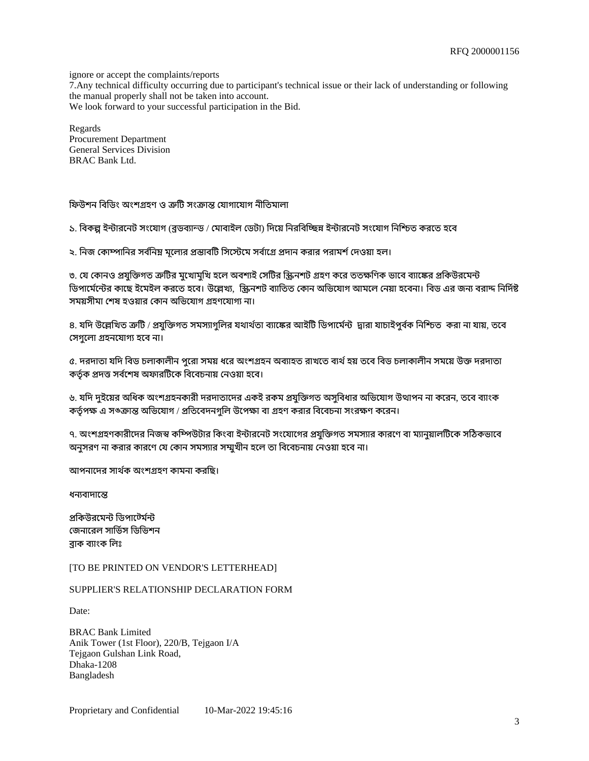ignore or accept the complaints/reports

7.Any technical difficulty occurring due to participant's technical issue or their lack of understanding or following the manual properly shall not be taken into account.

We look forward to your successful participation in the Bid.

Regards
Procurement Department
General Services Division
BRAC Bank Ltd.

ফিউশন বিডিং অংশগ্রহণ ও ত্রুটি সংক্রান্ত যোগাযোগ নীতিমালা

১. বিকল্প ইন্টারনেট সংযোগ (ব্রডব্যান্ড / মোবাইল ডেটা) দিয়ে নিরবিচ্ছিন্ন ইন্টারনেট সংযোগ নিশ্চিত করতে হবে

২. নিজ কোম্পানির সর্বনিম্ন মূল্যের প্রস্তাবটি সিস্টেমে সর্বাগ্রে প্রদান করার পরামর্শ দেওয়া হল।

৩. যে কোনও প্রযুক্তিগত ত্রুটির মুখোমুখি হলে অবশ্যই সেটির স্ক্রিনশট গ্রহণ করে ততক্ষণিক ভাবে ব্যাঙ্কের প্রকিউরমেন্ট ডিপার্মেন্টের কাছে ইমেইল করতে হবে। উল্লেখ্য, স্ক্রিনশট ব্যাতিত কোন অভিযোগ আমলে নেয়া হবেনা। বিড এর জন্য বরাদ্দ নির্দিষ্ট সময়সীমা শেষ হওয়ার কোন অভিযোগ গ্রহণযোগ্য না।

৪. যদি উল্লেখিত ত্রুটি / প্রযুক্তিগত সমস্যাগুলির যথার্থতা ব্যাঙ্কের আইটি ডিপার্মেন্ট দ্বারা যাচাইপূর্বক নিশ্চিত করা না যায়, তবে সেগুলো গ্রহনযোগ্য হবে না।

৫. দরদাতা যদি বিড চলাকালীন পুরো সময় ধরে অংশগ্রহন অব্যাহত রাখতে ব্যর্থ হয় তবে বিড চলাকালীন সময়ে উক্ত দরদাতা কর্তৃক প্রদত্ত সর্বশেষ অফারটিকে বিবেচনায় নেওয়া হবে।

৬. যদি দুইয়ের অধিক অংশগ্রহনকারী দরদাতাদের একই রকম প্রযুক্তিগত অসুবিধার অভিযোগ উত্থাপন না করেন, তবে ব্যাংক কর্তৃপক্ষ এ সঙক্রান্ত অভিযোগ / প্রতিবেদনগুলি উপেক্ষা বা গ্রহণ করার বিবেচনা সংরক্ষণ করেন।

৭. অংশগ্রহণকারীদের নিজস্ব কম্পিউটার কিংবা ইন্টারনেট সংযোগের প্রযুক্তিগত সমস্যার কারণে বা ম্যানুয়ালটিকে সঠিকভাবে অনুসরণ না করার কারণে যে কোন সমস্যার সম্মুখীন হলে তা বিবেচনায় নেওয়া হবে না।

আপনাদের সার্থক অংশগ্রহণ কামনা করছি।

ধন্যবাদান্তে

প্রকিউরমেন্ট ডিপার্টেমন্ট
জেনারেল সার্ভিস ডিভিশন
ব্রাক ব্যাংক লিঃ

[TO BE PRINTED ON VENDOR'S LETTERHEAD]

SUPPLIER'S RELATIONSHIP DECLARATION FORM

Date:

BRAC Bank Limited
Anik Tower (1st Floor), 220/B, Tejgaon I/A
Tejgaon Gulshan Link Road,
Dhaka-1208
Bangladesh

Proprietary and Confidential 10-Mar-2022 19:45:16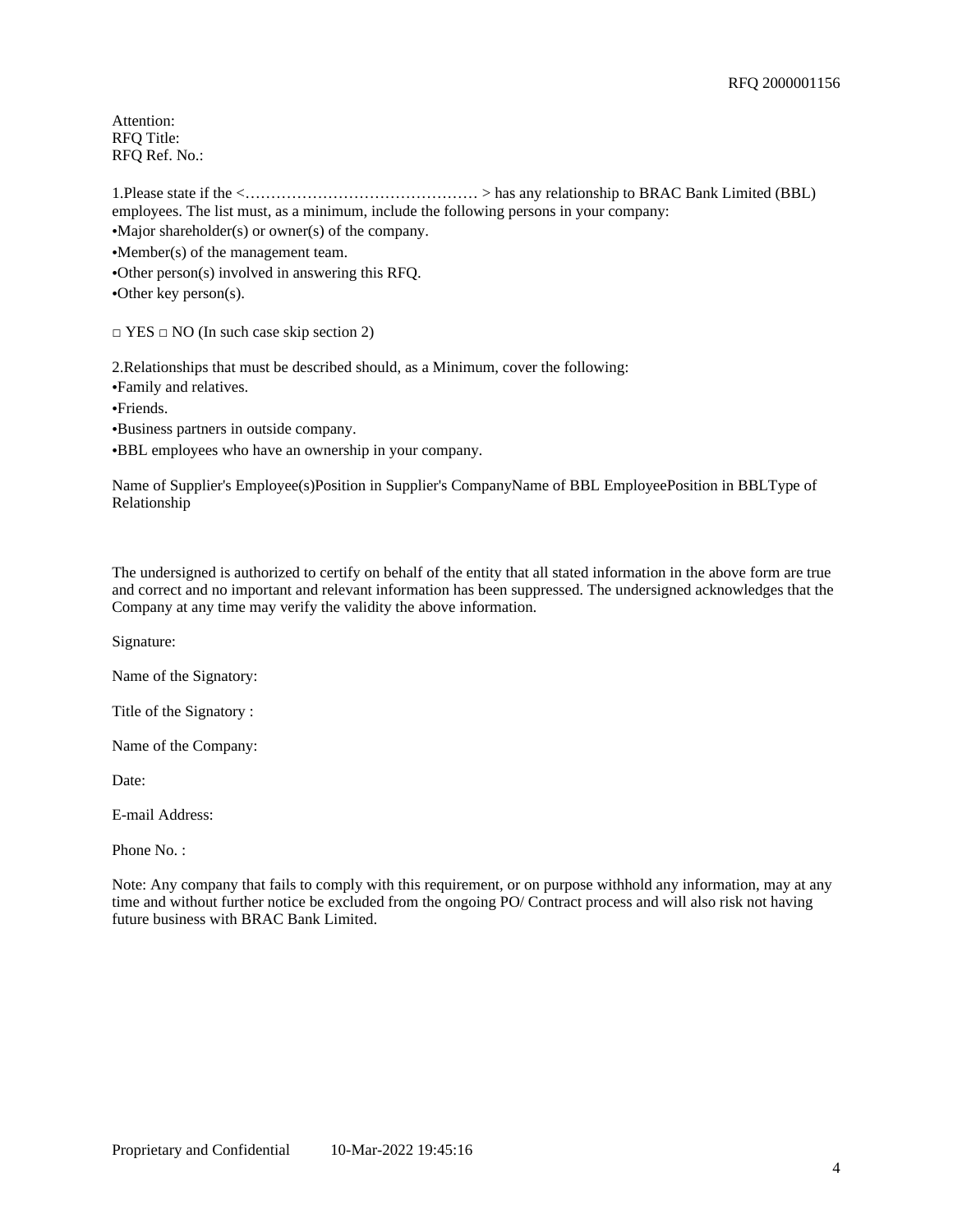Attention:
RFQ Title:
RFQ Ref. No.:

1.Please state if the <……………………………………… > has any relationship to BRAC Bank Limited (BBL) employees. The list must, as a minimum, include the following persons in your company:

•Major shareholder(s) or owner(s) of the company.

•Member(s) of the management team.

•Other person(s) involved in answering this RFQ.

•Other key person(s).

□ YES □ NO (In such case skip section 2)

2.Relationships that must be described should, as a Minimum, cover the following:

•Family and relatives.

•Friends.

•Business partners in outside company.

•BBL employees who have an ownership in your company.

| Name of Supplier's Employee(s) | Position in Supplier's Company | Name of BBL Employee | Position in BBL | Type of Relationship |
|---|---|---|---|---|
| | | | | |

The undersigned is authorized to certify on behalf of the entity that all stated information in the above form are true and correct and no important and relevant information has been suppressed. The undersigned acknowledges that the Company at any time may verify the validity the above information.

Signature:

Name of the Signatory:

Title of the Signatory :

Name of the Company:

Date:

E-mail Address:

Phone No. :

Note: Any company that fails to comply with this requirement, or on purpose withhold any information, may at any time and without further notice be excluded from the ongoing PO/ Contract process and will also risk not having future business with BRAC Bank Limited.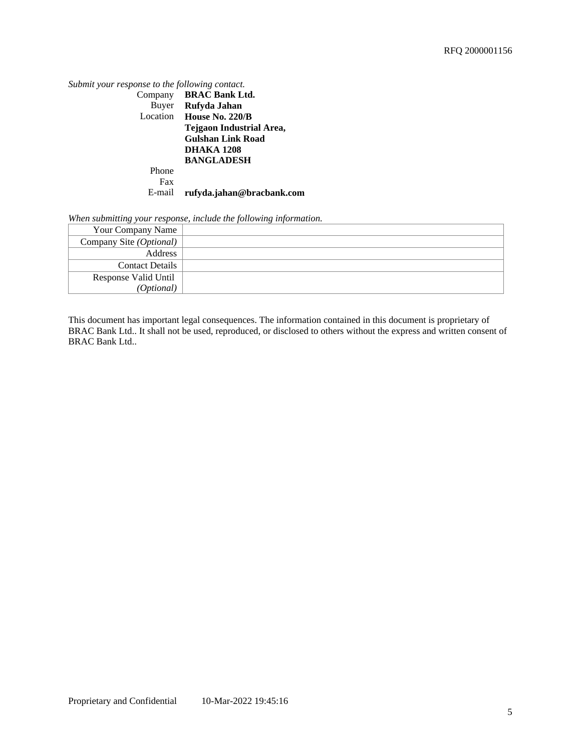*Submit your response to the following contact.*

| | |
|---|---|
| Company | **BRAC Bank Ltd.** |
| Buyer | **Rufyda Jahan** |
| Location | **House No. 220/B**<br>**Tejgaon Industrial Area,**<br>**Gulshan Link Road**<br>**DHAKA 1208**<br>**BANGLADESH** |
| Phone | |
| Fax | |
| E-mail | **rufyda.jahan@bracbank.com** |

*When submitting your response, include the following information.*

| | |
|---|---|
| Your Company Name | |
| Company Site *(Optional)* | |
| Address | |
| Contact Details | |
| Response Valid Until *(Optional)* | |

This document has important legal consequences. The information contained in this document is proprietary of BRAC Bank Ltd.. It shall not be used, reproduced, or disclosed to others without the express and written consent of BRAC Bank Ltd..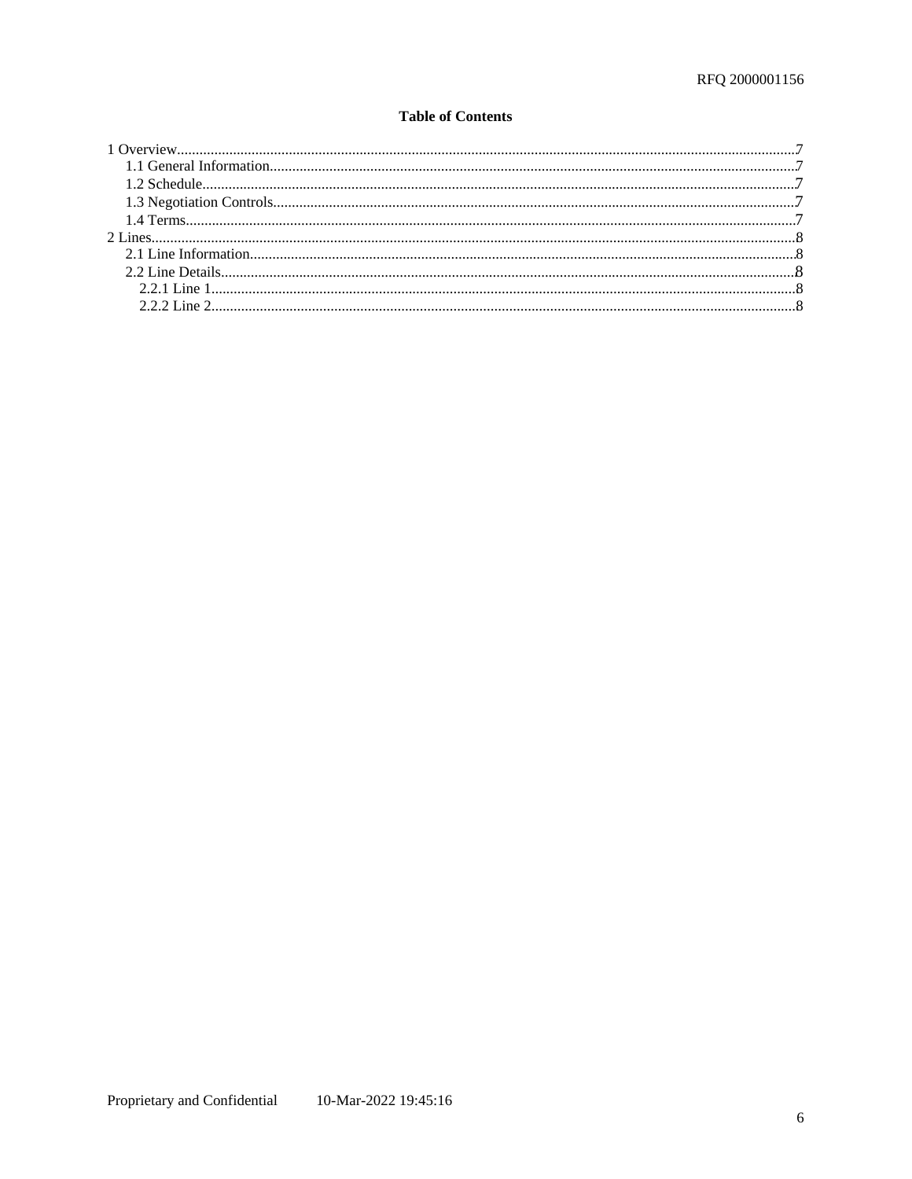**Table of Contents**

1 Overview....................7
  1.1 General Information....................7
  1.2 Schedule....................7
  1.3 Negotiation Controls....................7
  1.4 Terms....................7
2 Lines....................8
  2.1 Line Information....................8
  2.2 Line Details....................8
    2.2.1 Line 1....................8
    2.2.2 Line 2....................8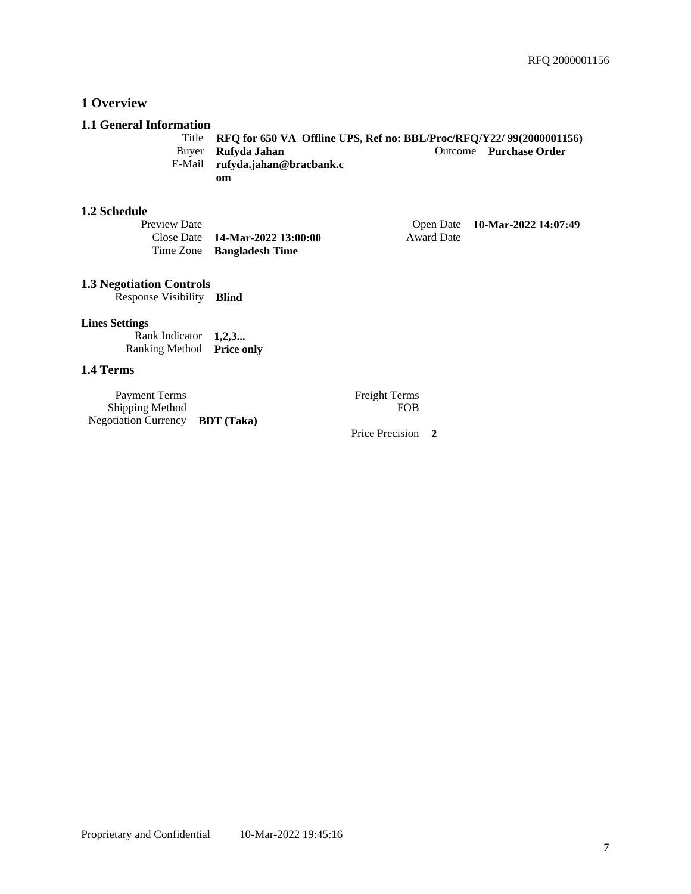# 1 Overview

## 1.1 General Information

| | | | |
|---|---|---|---|
| Title | **RFQ for 650 VA Offline UPS, Ref no: BBL/Proc/RFQ/Y22/ 99(2000001156)** | | |
| Buyer | **Rufyda Jahan** | Outcome | **Purchase Order** |
| E-Mail | **rufyda.jahan@bracbank.com** | | |

## 1.2 Schedule

| | | | |
|---|---|---|---|
| Preview Date | | Open Date | **10-Mar-2022 14:07:49** |
| Close Date | **14-Mar-2022 13:00:00** | Award Date | |
| Time Zone | **Bangladesh Time** | | |

## 1.3 Negotiation Controls

Response Visibility **Blind**

**Lines Settings**

Rank Indicator **1,2,3...**

Ranking Method **Price only**

## 1.4 Terms

| | | | |
|---|---|---|---|
| Payment Terms | | Freight Terms | |
| Shipping Method | | FOB | |
| Negotiation Currency | **BDT (Taka)** | | |
| | | Price Precision | **2** |

Proprietary and Confidential 10-Mar-2022 19:45:16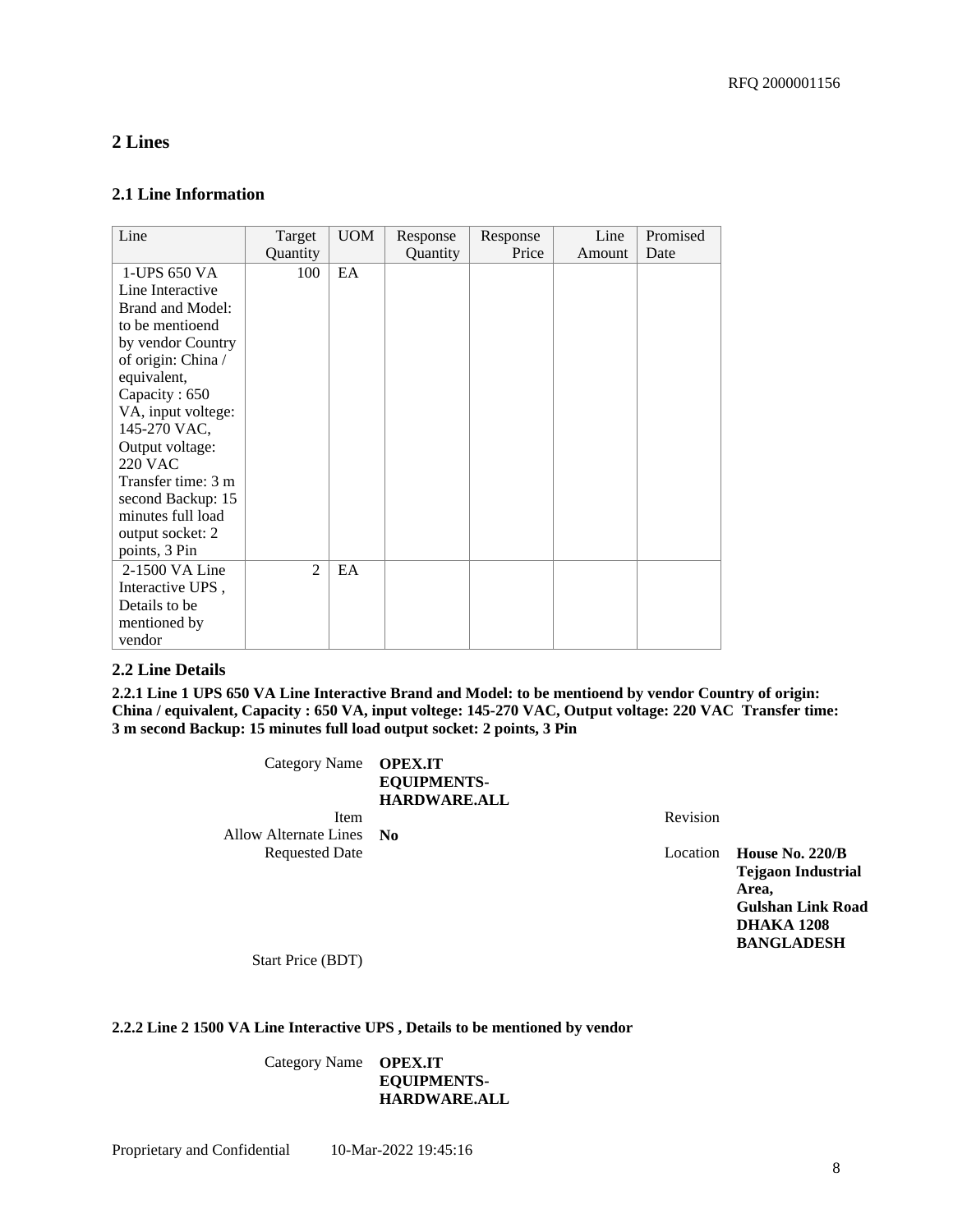## 2 Lines

### 2.1 Line Information

| Line | Target Quantity | UOM | Response Quantity | Response Price | Line Amount | Promised Date |
|---|---|---|---|---|---|---|
| 1-UPS 650 VA Line Interactive Brand and Model: to be mentioend by vendor Country of origin: China / equivalent, Capacity : 650 VA, input voltege: 145-270 VAC, Output voltage: 220 VAC Transfer time: 3 m second Backup: 15 minutes full load output socket: 2 points, 3 Pin | 100 | EA | | | | |
| 2-1500 VA Line Interactive UPS , Details to be mentioned by vendor | 2 | EA | | | | |

### 2.2 Line Details

**2.2.1 Line 1 UPS 650 VA Line Interactive Brand and Model: to be mentioend by vendor Country of origin: China / equivalent, Capacity : 650 VA, input voltege: 145-270 VAC, Output voltage: 220 VAC Transfer time: 3 m second Backup: 15 minutes full load output socket: 2 points, 3 Pin**

| | | | |
|---|---|---|---|
| Category Name | **OPEX.IT EQUIPMENTS-HARDWARE.ALL** | | |
| Item | | Revision | |
| Allow Alternate Lines | **No** | | |
| Requested Date | | Location | **House No. 220/B Tejgaon Industrial Area, Gulshan Link Road DHAKA 1208 BANGLADESH** |
| Start Price (BDT) | | | |

**2.2.2 Line 2 1500 VA Line Interactive UPS , Details to be mentioned by vendor**

| | |
|---|---|
| Category Name | **OPEX.IT EQUIPMENTS-HARDWARE.ALL** |

Proprietary and Confidential 10-Mar-2022 19:45:16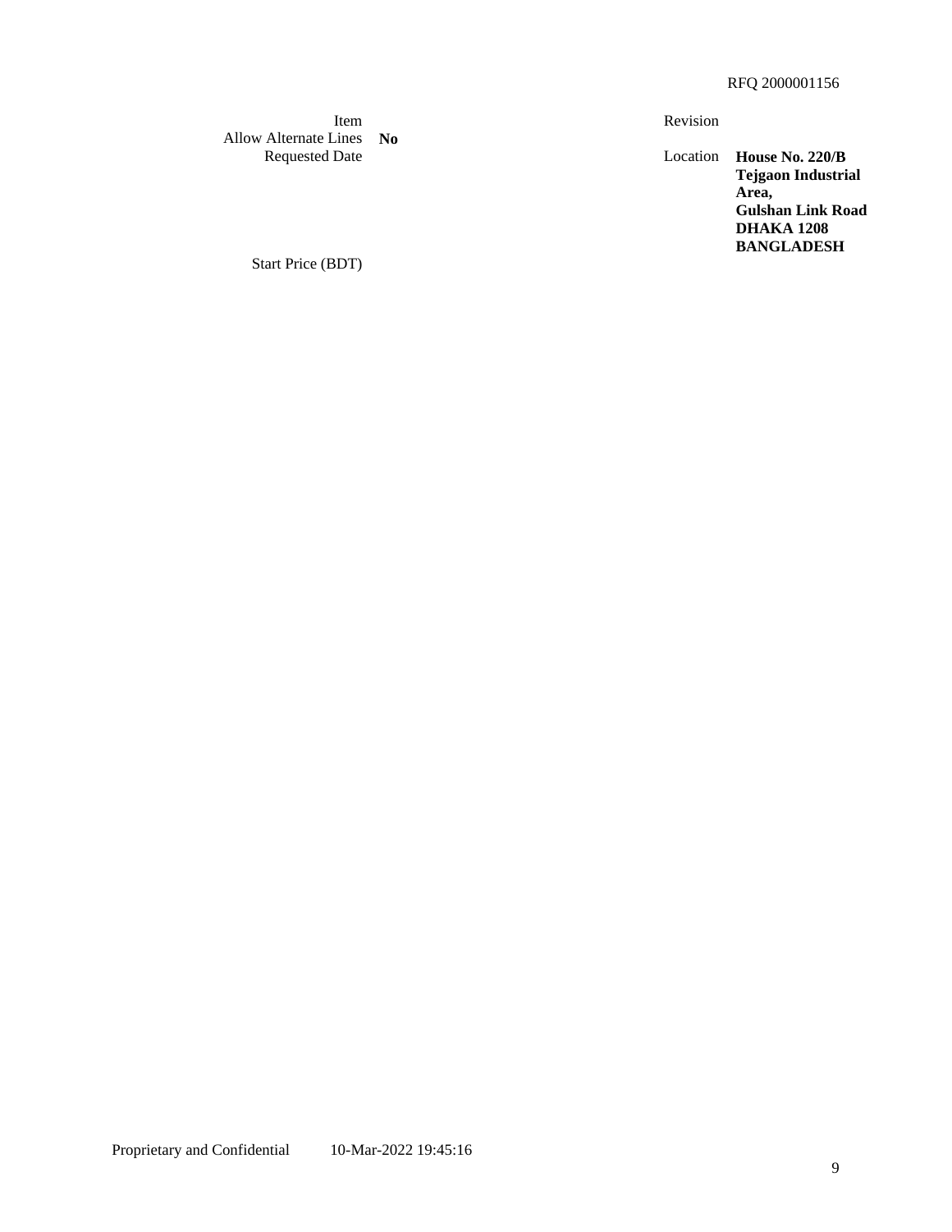RFQ 2000001156

| | | | |
|---|---|---|---|
| Item | | Revision | |
| Allow Alternate Lines | **No** | | |
| Requested Date | | Location | **House No. 220/B Tejgaon Industrial Area, Gulshan Link Road DHAKA 1208 BANGLADESH** |
| Start Price (BDT) | | | |

Proprietary and Confidential 10-Mar-2022 19:45:16